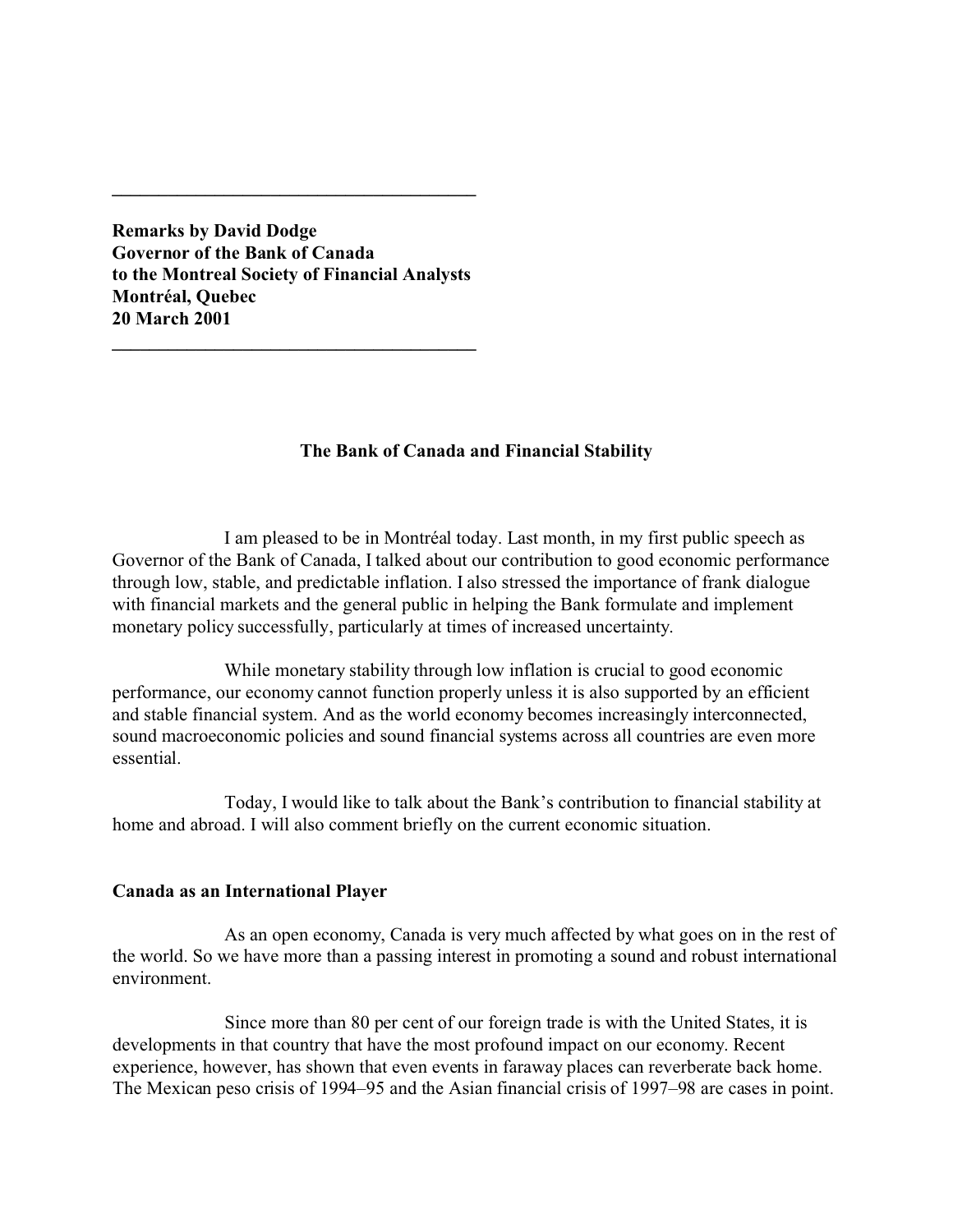---

**Remarks by David Dodge**
**Governor of the Bank of Canada**
**to the Montreal Society of Financial Analysts**
**Montréal, Quebec**
**20 March 2001**

---

# The Bank of Canada and Financial Stability

I am pleased to be in Montréal today. Last month, in my first public speech as Governor of the Bank of Canada, I talked about our contribution to good economic performance through low, stable, and predictable inflation. I also stressed the importance of frank dialogue with financial markets and the general public in helping the Bank formulate and implement monetary policy successfully, particularly at times of increased uncertainty.

While monetary stability through low inflation is crucial to good economic performance, our economy cannot function properly unless it is also supported by an efficient and stable financial system. And as the world economy becomes increasingly interconnected, sound macroeconomic policies and sound financial systems across all countries are even more essential.

Today, I would like to talk about the Bank's contribution to financial stability at home and abroad. I will also comment briefly on the current economic situation.

## Canada as an International Player

As an open economy, Canada is very much affected by what goes on in the rest of the world. So we have more than a passing interest in promoting a sound and robust international environment.

Since more than 80 per cent of our foreign trade is with the United States, it is developments in that country that have the most profound impact on our economy. Recent experience, however, has shown that even events in faraway places can reverberate back home. The Mexican peso crisis of 1994–95 and the Asian financial crisis of 1997–98 are cases in point.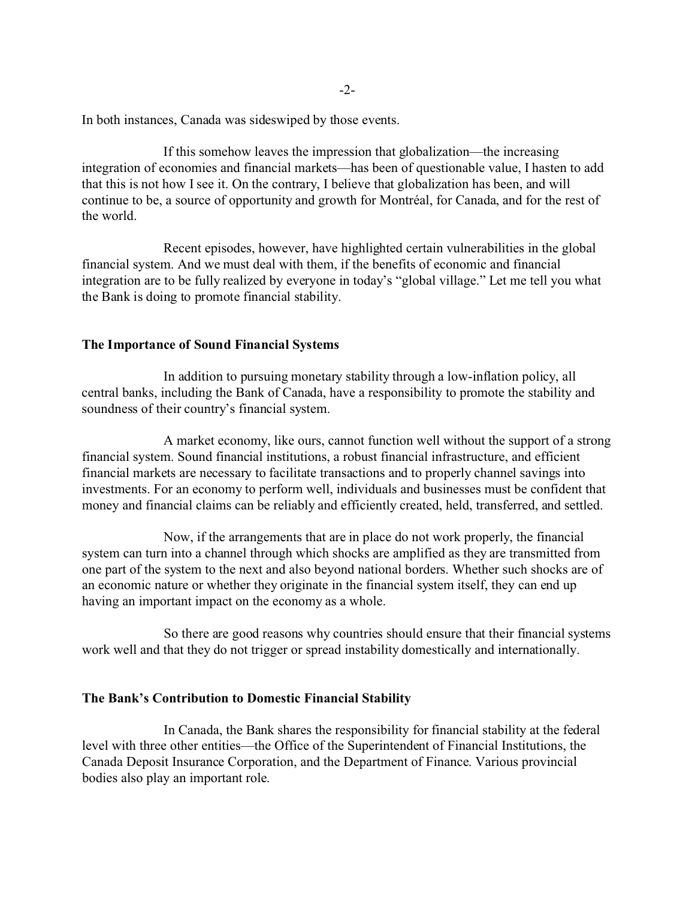In both instances, Canada was sideswiped by those events.

If this somehow leaves the impression that globalization—the increasing integration of economies and financial markets—has been of questionable value, I hasten to add that this is not how I see it. On the contrary, I believe that globalization has been, and will continue to be, a source of opportunity and growth for Montréal, for Canada, and for the rest of the world.

Recent episodes, however, have highlighted certain vulnerabilities in the global financial system. And we must deal with them, if the benefits of economic and financial integration are to be fully realized by everyone in today's "global village." Let me tell you what the Bank is doing to promote financial stability.

## The Importance of Sound Financial Systems

In addition to pursuing monetary stability through a low-inflation policy, all central banks, including the Bank of Canada, have a responsibility to promote the stability and soundness of their country's financial system.

A market economy, like ours, cannot function well without the support of a strong financial system. Sound financial institutions, a robust financial infrastructure, and efficient financial markets are necessary to facilitate transactions and to properly channel savings into investments. For an economy to perform well, individuals and businesses must be confident that money and financial claims can be reliably and efficiently created, held, transferred, and settled.

Now, if the arrangements that are in place do not work properly, the financial system can turn into a channel through which shocks are amplified as they are transmitted from one part of the system to the next and also beyond national borders. Whether such shocks are of an economic nature or whether they originate in the financial system itself, they can end up having an important impact on the economy as a whole.

So there are good reasons why countries should ensure that their financial systems work well and that they do not trigger or spread instability domestically and internationally.

## The Bank's Contribution to Domestic Financial Stability

In Canada, the Bank shares the responsibility for financial stability at the federal level with three other entities—the Office of the Superintendent of Financial Institutions, the Canada Deposit Insurance Corporation, and the Department of Finance. Various provincial bodies also play an important role.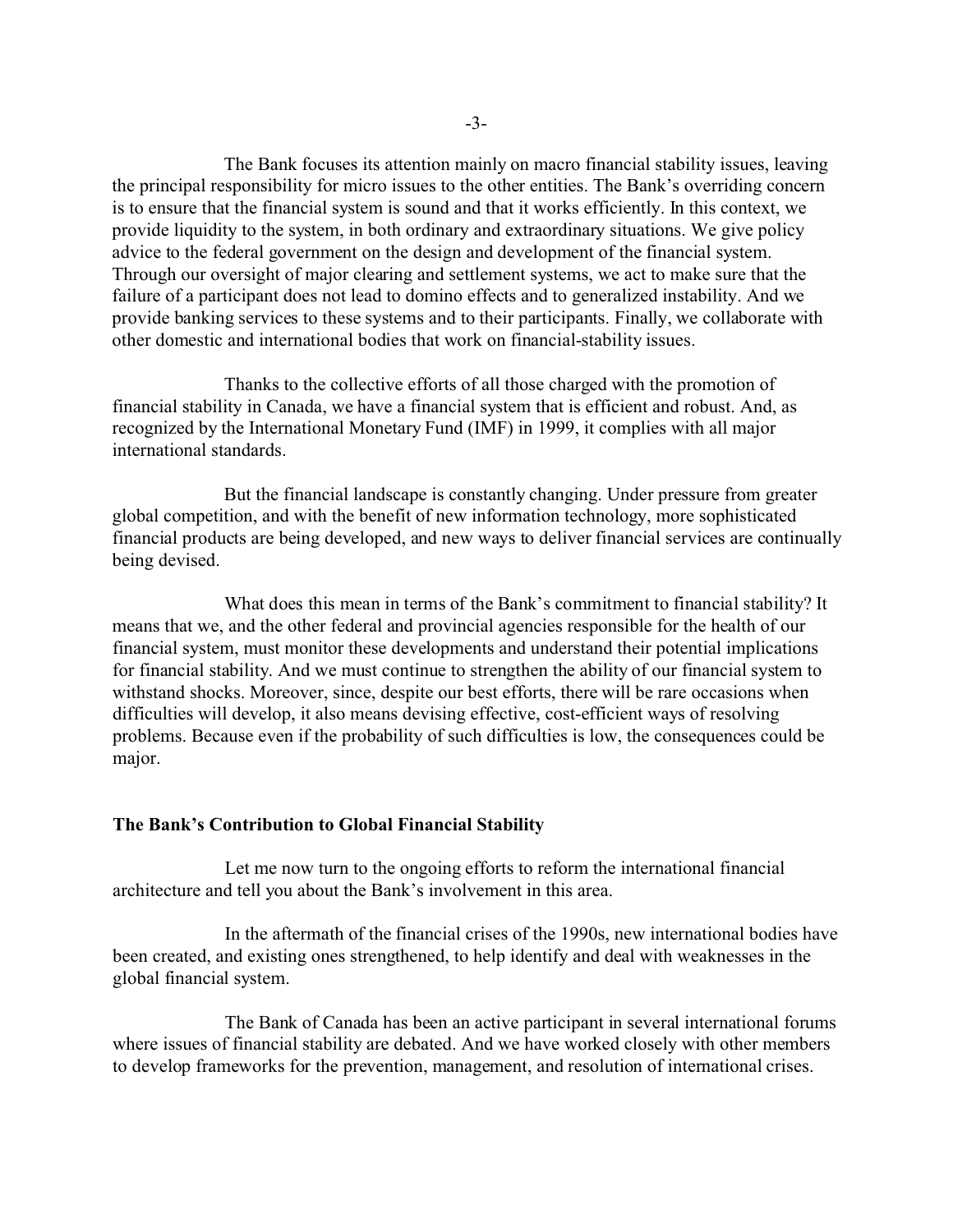The Bank focuses its attention mainly on macro financial stability issues, leaving the principal responsibility for micro issues to the other entities. The Bank's overriding concern is to ensure that the financial system is sound and that it works efficiently. In this context, we provide liquidity to the system, in both ordinary and extraordinary situations. We give policy advice to the federal government on the design and development of the financial system. Through our oversight of major clearing and settlement systems, we act to make sure that the failure of a participant does not lead to domino effects and to generalized instability. And we provide banking services to these systems and to their participants. Finally, we collaborate with other domestic and international bodies that work on financial-stability issues.

Thanks to the collective efforts of all those charged with the promotion of financial stability in Canada, we have a financial system that is efficient and robust. And, as recognized by the International Monetary Fund (IMF) in 1999, it complies with all major international standards.

But the financial landscape is constantly changing. Under pressure from greater global competition, and with the benefit of new information technology, more sophisticated financial products are being developed, and new ways to deliver financial services are continually being devised.

What does this mean in terms of the Bank's commitment to financial stability? It means that we, and the other federal and provincial agencies responsible for the health of our financial system, must monitor these developments and understand their potential implications for financial stability. And we must continue to strengthen the ability of our financial system to withstand shocks. Moreover, since, despite our best efforts, there will be rare occasions when difficulties will develop, it also means devising effective, cost-efficient ways of resolving problems. Because even if the probability of such difficulties is low, the consequences could be major.

**The Bank's Contribution to Global Financial Stability**

Let me now turn to the ongoing efforts to reform the international financial architecture and tell you about the Bank's involvement in this area.

In the aftermath of the financial crises of the 1990s, new international bodies have been created, and existing ones strengthened, to help identify and deal with weaknesses in the global financial system.

The Bank of Canada has been an active participant in several international forums where issues of financial stability are debated. And we have worked closely with other members to develop frameworks for the prevention, management, and resolution of international crises.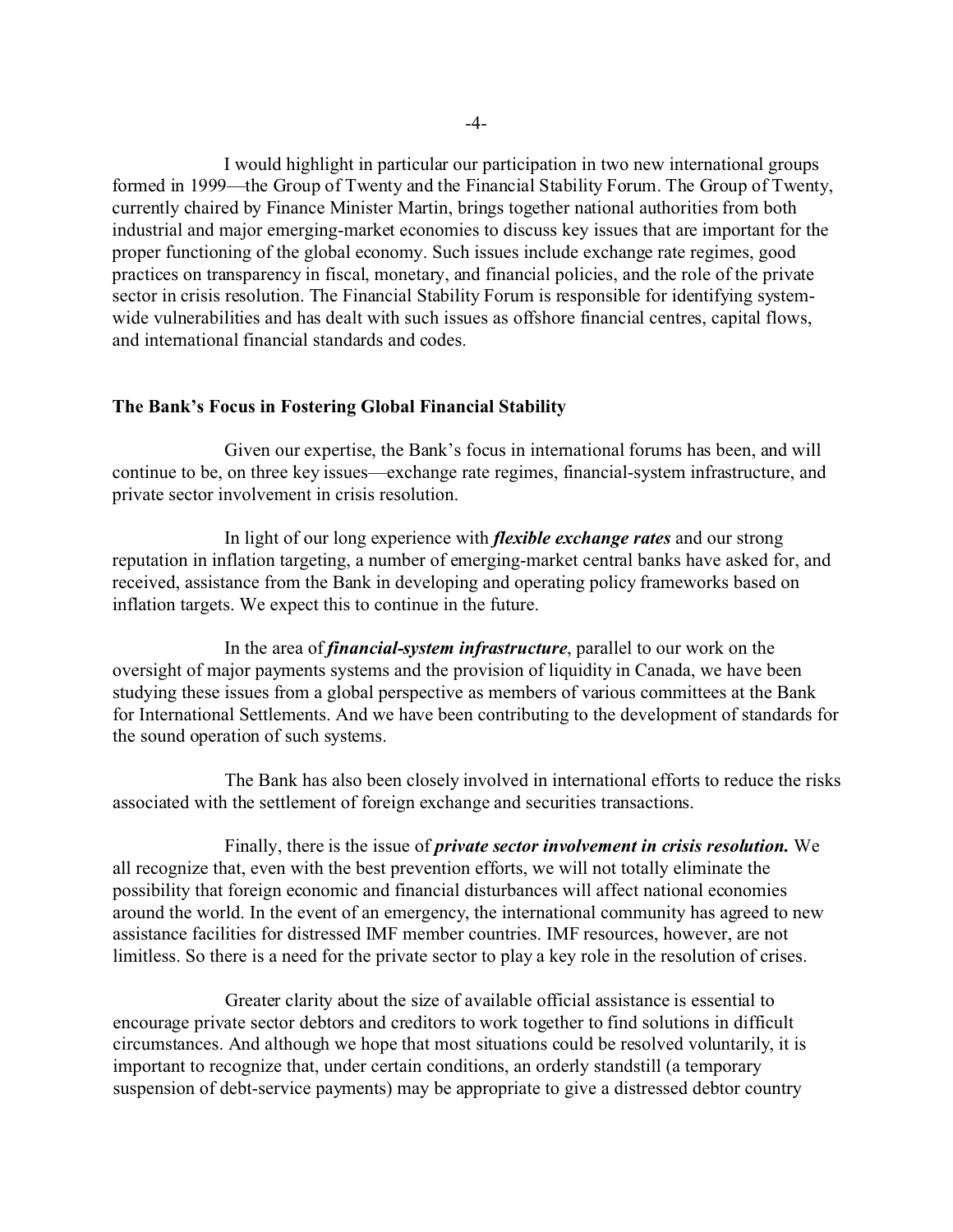I would highlight in particular our participation in two new international groups formed in 1999—the Group of Twenty and the Financial Stability Forum. The Group of Twenty, currently chaired by Finance Minister Martin, brings together national authorities from both industrial and major emerging-market economies to discuss key issues that are important for the proper functioning of the global economy. Such issues include exchange rate regimes, good practices on transparency in fiscal, monetary, and financial policies, and the role of the private sector in crisis resolution. The Financial Stability Forum is responsible for identifying system-wide vulnerabilities and has dealt with such issues as offshore financial centres, capital flows, and international financial standards and codes.

**The Bank's Focus in Fostering Global Financial Stability**

Given our expertise, the Bank's focus in international forums has been, and will continue to be, on three key issues—exchange rate regimes, financial-system infrastructure, and private sector involvement in crisis resolution.

In light of our long experience with ***flexible exchange rates*** and our strong reputation in inflation targeting, a number of emerging-market central banks have asked for, and received, assistance from the Bank in developing and operating policy frameworks based on inflation targets. We expect this to continue in the future.

In the area of ***financial-system infrastructure***, parallel to our work on the oversight of major payments systems and the provision of liquidity in Canada, we have been studying these issues from a global perspective as members of various committees at the Bank for International Settlements. And we have been contributing to the development of standards for the sound operation of such systems.

The Bank has also been closely involved in international efforts to reduce the risks associated with the settlement of foreign exchange and securities transactions.

Finally, there is the issue of ***private sector involvement in crisis resolution.*** We all recognize that, even with the best prevention efforts, we will not totally eliminate the possibility that foreign economic and financial disturbances will affect national economies around the world. In the event of an emergency, the international community has agreed to new assistance facilities for distressed IMF member countries. IMF resources, however, are not limitless. So there is a need for the private sector to play a key role in the resolution of crises.

Greater clarity about the size of available official assistance is essential to encourage private sector debtors and creditors to work together to find solutions in difficult circumstances. And although we hope that most situations could be resolved voluntarily, it is important to recognize that, under certain conditions, an orderly standstill (a temporary suspension of debt-service payments) may be appropriate to give a distressed debtor country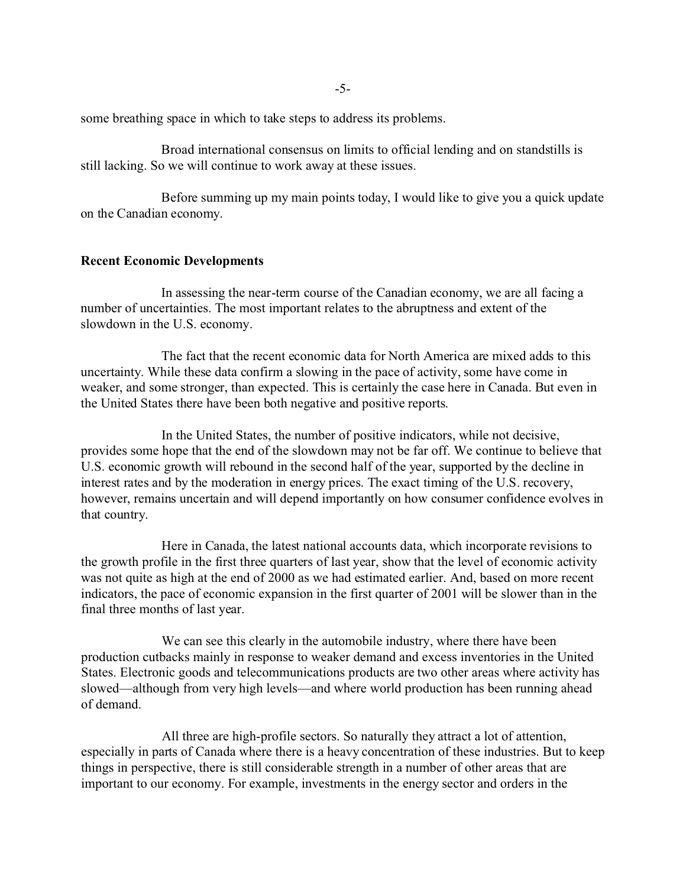some breathing space in which to take steps to address its problems.

Broad international consensus on limits to official lending and on standstills is still lacking. So we will continue to work away at these issues.

Before summing up my main points today, I would like to give you a quick update on the Canadian economy.

**Recent Economic Developments**

In assessing the near-term course of the Canadian economy, we are all facing a number of uncertainties. The most important relates to the abruptness and extent of the slowdown in the U.S. economy.

The fact that the recent economic data for North America are mixed adds to this uncertainty. While these data confirm a slowing in the pace of activity, some have come in weaker, and some stronger, than expected. This is certainly the case here in Canada. But even in the United States there have been both negative and positive reports.

In the United States, the number of positive indicators, while not decisive, provides some hope that the end of the slowdown may not be far off. We continue to believe that U.S. economic growth will rebound in the second half of the year, supported by the decline in interest rates and by the moderation in energy prices. The exact timing of the U.S. recovery, however, remains uncertain and will depend importantly on how consumer confidence evolves in that country.

Here in Canada, the latest national accounts data, which incorporate revisions to the growth profile in the first three quarters of last year, show that the level of economic activity was not quite as high at the end of 2000 as we had estimated earlier. And, based on more recent indicators, the pace of economic expansion in the first quarter of 2001 will be slower than in the final three months of last year.

We can see this clearly in the automobile industry, where there have been production cutbacks mainly in response to weaker demand and excess inventories in the United States. Electronic goods and telecommunications products are two other areas where activity has slowed—although from very high levels—and where world production has been running ahead of demand.

All three are high-profile sectors. So naturally they attract a lot of attention, especially in parts of Canada where there is a heavy concentration of these industries. But to keep things in perspective, there is still considerable strength in a number of other areas that are important to our economy. For example, investments in the energy sector and orders in the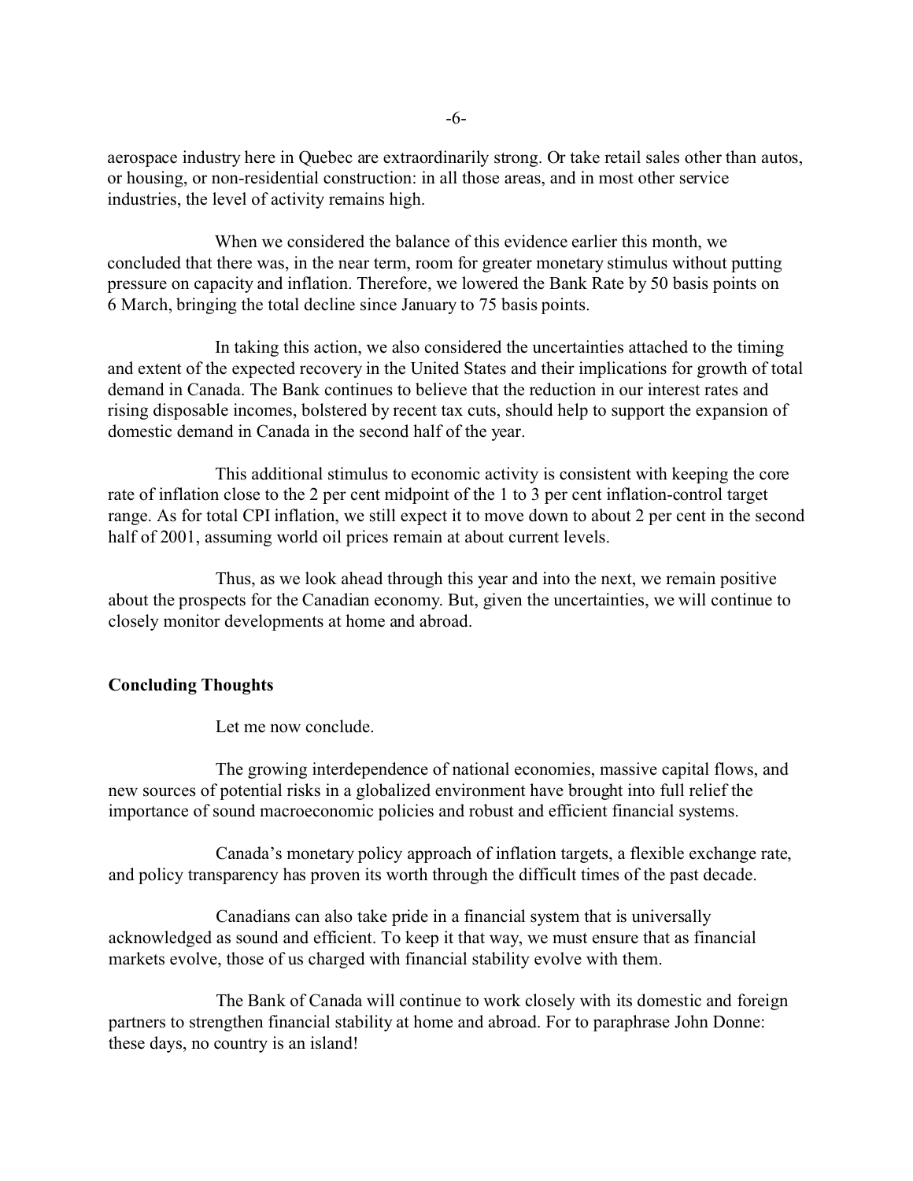aerospace industry here in Quebec are extraordinarily strong. Or take retail sales other than autos, or housing, or non-residential construction: in all those areas, and in most other service industries, the level of activity remains high.

When we considered the balance of this evidence earlier this month, we concluded that there was, in the near term, room for greater monetary stimulus without putting pressure on capacity and inflation. Therefore, we lowered the Bank Rate by 50 basis points on 6 March, bringing the total decline since January to 75 basis points.

In taking this action, we also considered the uncertainties attached to the timing and extent of the expected recovery in the United States and their implications for growth of total demand in Canada. The Bank continues to believe that the reduction in our interest rates and rising disposable incomes, bolstered by recent tax cuts, should help to support the expansion of domestic demand in Canada in the second half of the year.

This additional stimulus to economic activity is consistent with keeping the core rate of inflation close to the 2 per cent midpoint of the 1 to 3 per cent inflation-control target range. As for total CPI inflation, we still expect it to move down to about 2 per cent in the second half of 2001, assuming world oil prices remain at about current levels.

Thus, as we look ahead through this year and into the next, we remain positive about the prospects for the Canadian economy. But, given the uncertainties, we will continue to closely monitor developments at home and abroad.

## Concluding Thoughts

Let me now conclude.

The growing interdependence of national economies, massive capital flows, and new sources of potential risks in a globalized environment have brought into full relief the importance of sound macroeconomic policies and robust and efficient financial systems.

Canada's monetary policy approach of inflation targets, a flexible exchange rate, and policy transparency has proven its worth through the difficult times of the past decade.

Canadians can also take pride in a financial system that is universally acknowledged as sound and efficient. To keep it that way, we must ensure that as financial markets evolve, those of us charged with financial stability evolve with them.

The Bank of Canada will continue to work closely with its domestic and foreign partners to strengthen financial stability at home and abroad. For to paraphrase John Donne: these days, no country is an island!